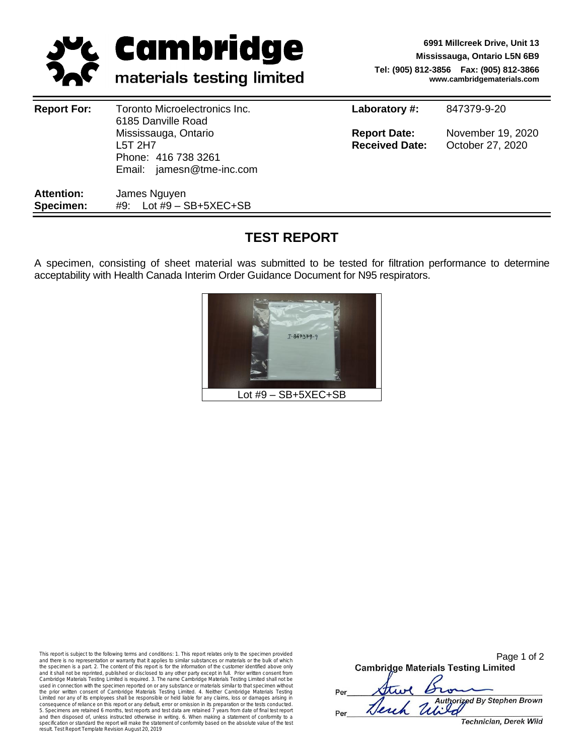**Cambridge materials testing limited**

6991 Millcreek Drive, Unit 13
Mississauga, Ontario L5N 6B9
Tel: (905) 812-3856 Fax: (905) 812-3866
www.cambridgematerials.com

| | | | |
|---|---|---|---|
| **Report For:** | Toronto Microelectronics Inc.<br>6185 Danville Road<br>Mississauga, Ontario<br>L5T 2H7<br>Phone: 416 738 3261<br>Email: jamesn@tme-inc.com | **Laboratory #:**<br><br>**Report Date:**<br>**Received Date:** | 847379-9-20<br><br>November 19, 2020<br>October 27, 2020 |
| **Attention:** | James Nguyen | | |
| **Specimen:** | #9: Lot #9 – SB+5XEC+SB | | |

## TEST REPORT

A specimen, consisting of sheet material was submitted to be tested for filtration performance to determine acceptability with Health Canada Interim Order Guidance Document for N95 respirators.

Lot #9 – SB+5XEC+SB

This report is subject to the following terms and conditions: 1. This report relates only to the specimen provided and there is no representation or warranty that it applies to similar substances or materials or the bulk of which the specimen is a part. 2. The content of this report is for the information of the customer identified above only and it shall not be reprinted, published or disclosed to any other party except in full. Prior written consent from Cambridge Materials Testing Limited is required. 3. The name Cambridge Materials Testing Limited shall not be used in connection with the specimen reported on or any substance or materials similar to that specimen without the prior written consent of Cambridge Materials Testing Limited. 4. Neither Cambridge Materials Testing Limited nor any of its employees shall be responsible or held liable for any claims, loss or damages arising in consequence of reliance on this report or any default, error or omission in its preparation or the tests conducted. 5. Specimens are retained 6 months, test reports and test data are retained 7 years from date of final test report and then disposed of, unless instructed otherwise in writing. 6. When making a statement of conformity to a specification or standard the report will make the statement of conformity based on the absolute value of the test result. Test Report Template Revision August 20, 2019

Cambridge Materials Testing Limited

Per *Steve Brown* — *Authorized By Stephen Brown*

Per *Derek Wild* — *Technician, Derek Wild*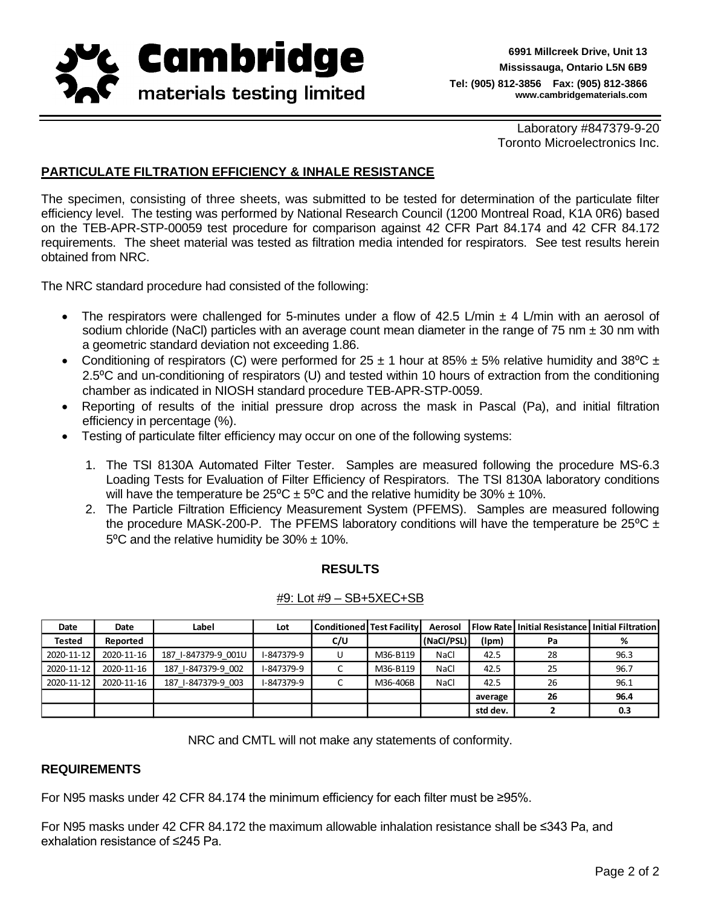# Cambridge
materials testing limited

**6991 Millcreek Drive, Unit 13**
**Mississauga, Ontario L5N 6B9**
**Tel: (905) 812-3856 Fax: (905) 812-3866**
**www.cambridgematerials.com**

Laboratory #847379-9-20
Toronto Microelectronics Inc.

## PARTICULATE FILTRATION EFFICIENCY & INHALE RESISTANCE

The specimen, consisting of three sheets, was submitted to be tested for determination of the particulate filter efficiency level. The testing was performed by National Research Council (1200 Montreal Road, K1A 0R6) based on the TEB-APR-STP-00059 test procedure for comparison against 42 CFR Part 84.174 and 42 CFR 84.172 requirements. The sheet material was tested as filtration media intended for respirators. See test results herein obtained from NRC.

The NRC standard procedure had consisted of the following:

- The respirators were challenged for 5-minutes under a flow of 42.5 L/min ± 4 L/min with an aerosol of sodium chloride (NaCl) particles with an average count mean diameter in the range of 75 nm ± 30 nm with a geometric standard deviation not exceeding 1.86.
- Conditioning of respirators (C) were performed for 25 ± 1 hour at 85% ± 5% relative humidity and 38ºC ± 2.5ºC and un-conditioning of respirators (U) and tested within 10 hours of extraction from the conditioning chamber as indicated in NIOSH standard procedure TEB-APR-STP-0059.
- Reporting of results of the initial pressure drop across the mask in Pascal (Pa), and initial filtration efficiency in percentage (%).
- Testing of particulate filter efficiency may occur on one of the following systems:

  1. The TSI 8130A Automated Filter Tester. Samples are measured following the procedure MS-6.3 Loading Tests for Evaluation of Filter Efficiency of Respirators. The TSI 8130A laboratory conditions will have the temperature be 25ºC ± 5ºC and the relative humidity be 30% ± 10%.
  2. The Particle Filtration Efficiency Measurement System (PFEMS). Samples are measured following the procedure MASK-200-P. The PFEMS laboratory conditions will have the temperature be 25ºC ± 5ºC and the relative humidity be 30% ± 10%.

### RESULTS

#9: Lot #9 – SB+5XEC+SB

| Date | Date | Label | Lot | Conditioned | Test Facility | Aerosol | Flow Rate | Initial Resistance | Initial Filtration |
|---|---|---|---|---|---|---|---|---|---|
| **Tested** | **Reported** | | | **C/U** | | **(NaCl/PSL)** | **(lpm)** | **Pa** | **%** |
| 2020-11-12 | 2020-11-16 | 187_I-847379-9_001U | I-847379-9 | U | M36-B119 | NaCl | 42.5 | 28 | 96.3 |
| 2020-11-12 | 2020-11-16 | 187_I-847379-9_002 | I-847379-9 | C | M36-B119 | NaCl | 42.5 | 25 | 96.7 |
| 2020-11-12 | 2020-11-16 | 187_I-847379-9_003 | I-847379-9 | C | M36-406B | NaCl | 42.5 | 26 | 96.1 |
| | | | | | | | **average** | **26** | **96.4** |
| | | | | | | | **std dev.** | **2** | **0.3** |

NRC and CMTL will not make any statements of conformity.

### REQUIREMENTS

For N95 masks under 42 CFR 84.174 the minimum efficiency for each filter must be ≥95%.

For N95 masks under 42 CFR 84.172 the maximum allowable inhalation resistance shall be ≤343 Pa, and exhalation resistance of ≤245 Pa.